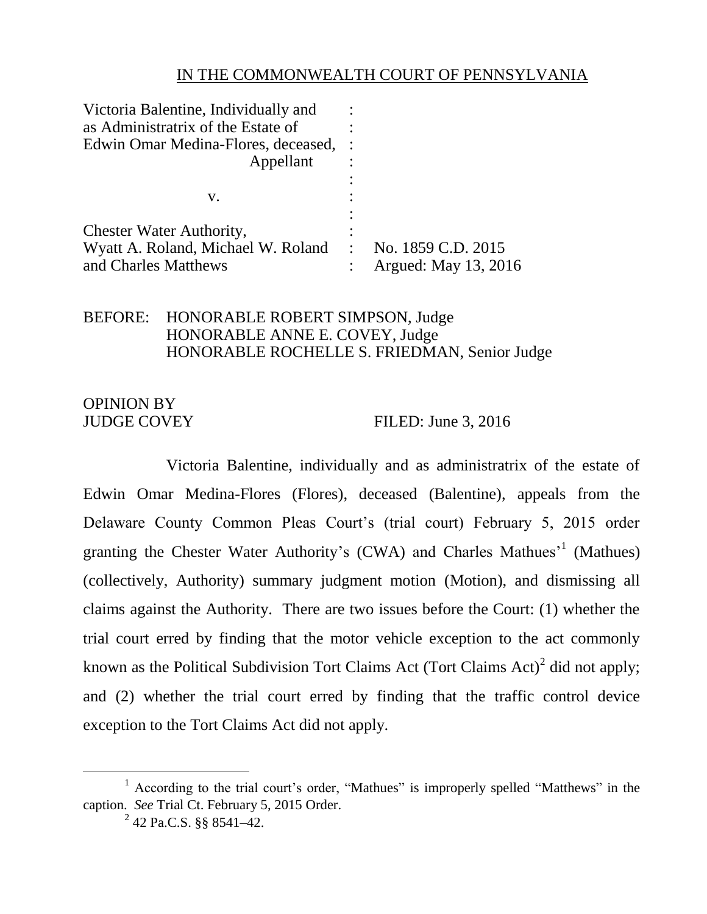IN THE COMMONWEALTH COURT OF PENNSYLVANIA

| | | |
|---|---|---|
| Victoria Balentine, Individually and as Administratrix of the Estate of Edwin Omar Medina-Flores, deceased, Appellant | : | |
| v. | : | |
| Chester Water Authority, Wyatt A. Roland, Michael W. Roland and Charles Matthews | : | No. 1859 C.D. 2015<br>Argued: May 13, 2016 |

BEFORE: HONORABLE ROBERT SIMPSON, Judge
HONORABLE ANNE E. COVEY, Judge
HONORABLE ROCHELLE S. FRIEDMAN, Senior Judge

OPINION BY
JUDGE COVEY FILED: June 3, 2016

Victoria Balentine, individually and as administratrix of the estate of Edwin Omar Medina-Flores (Flores), deceased (Balentine), appeals from the Delaware County Common Pleas Court's (trial court) February 5, 2015 order granting the Chester Water Authority's (CWA) and Charles Mathues'[1] (Mathues) (collectively, Authority) summary judgment motion (Motion), and dismissing all claims against the Authority. There are two issues before the Court: (1) whether the trial court erred by finding that the motor vehicle exception to the act commonly known as the Political Subdivision Tort Claims Act (Tort Claims Act)[2] did not apply; and (2) whether the trial court erred by finding that the traffic control device exception to the Tort Claims Act did not apply.

---

[1] According to the trial court's order, "Mathues" is improperly spelled "Matthews" in the caption. *See* Trial Ct. February 5, 2015 Order.

[2] 42 Pa.C.S. §§ 8541–42.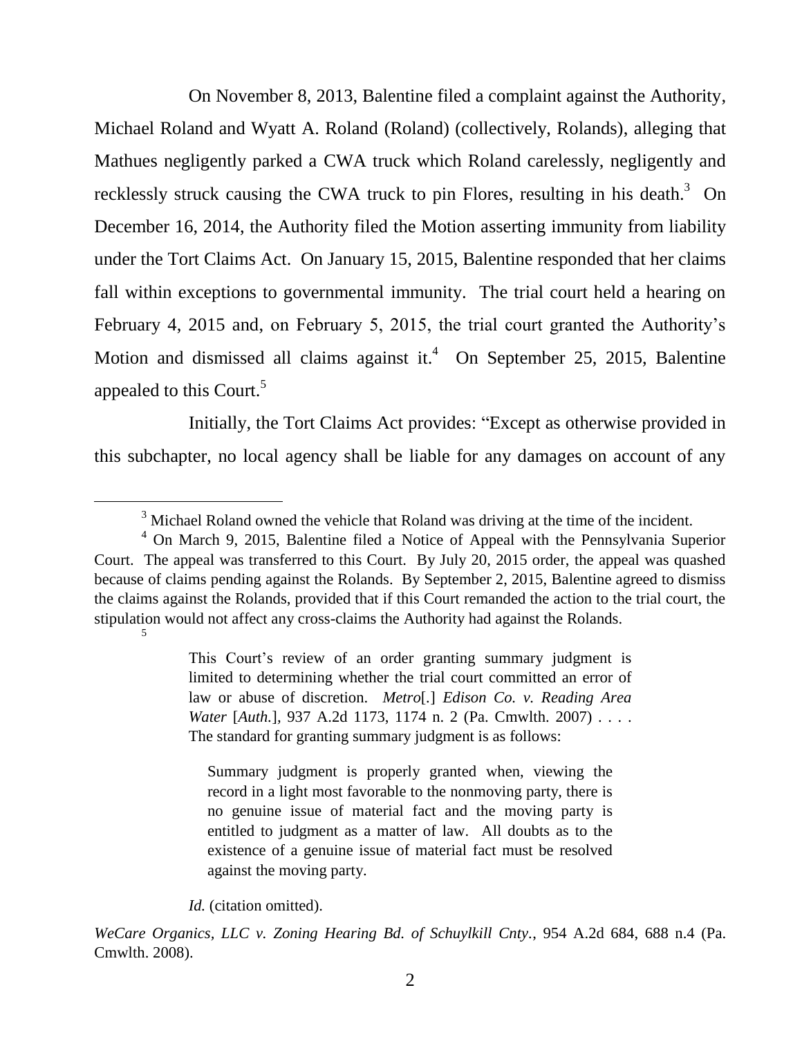On November 8, 2013, Balentine filed a complaint against the Authority, Michael Roland and Wyatt A. Roland (Roland) (collectively, Rolands), alleging that Mathues negligently parked a CWA truck which Roland carelessly, negligently and recklessly struck causing the CWA truck to pin Flores, resulting in his death.[3] On December 16, 2014, the Authority filed the Motion asserting immunity from liability under the Tort Claims Act. On January 15, 2015, Balentine responded that her claims fall within exceptions to governmental immunity. The trial court held a hearing on February 4, 2015 and, on February 5, 2015, the trial court granted the Authority's Motion and dismissed all claims against it.[4] On September 25, 2015, Balentine appealed to this Court.[5]

Initially, the Tort Claims Act provides: "Except as otherwise provided in this subchapter, no local agency shall be liable for any damages on account of any

---

[3] Michael Roland owned the vehicle that Roland was driving at the time of the incident.

[4] On March 9, 2015, Balentine filed a Notice of Appeal with the Pennsylvania Superior Court. The appeal was transferred to this Court. By July 20, 2015 order, the appeal was quashed because of claims pending against the Rolands. By September 2, 2015, Balentine agreed to dismiss the claims against the Rolands, provided that if this Court remanded the action to the trial court, the stipulation would not affect any cross-claims the Authority had against the Rolands.

[5]

> This Court's review of an order granting summary judgment is limited to determining whether the trial court committed an error of law or abuse of discretion. *Metro*[.] *Edison Co. v. Reading Area Water* [*Auth.*], 937 A.2d 1173, 1174 n. 2 (Pa. Cmwlth. 2007) . . . . The standard for granting summary judgment is as follows:
>
> > Summary judgment is properly granted when, viewing the record in a light most favorable to the nonmoving party, there is no genuine issue of material fact and the moving party is entitled to judgment as a matter of law. All doubts as to the existence of a genuine issue of material fact must be resolved against the moving party.
>
> *Id.* (citation omitted).

*WeCare Organics, LLC v. Zoning Hearing Bd. of Schuylkill Cnty*., 954 A.2d 684, 688 n.4 (Pa. Cmwlth. 2008).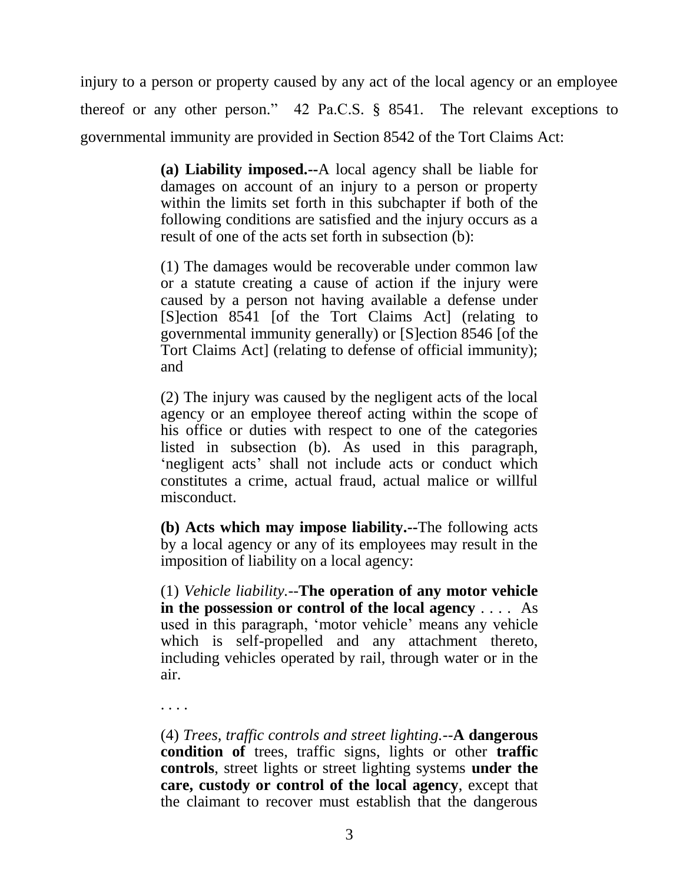injury to a person or property caused by any act of the local agency or an employee thereof or any other person." 42 Pa.C.S. § 8541. The relevant exceptions to governmental immunity are provided in Section 8542 of the Tort Claims Act:

> **(a) Liability imposed.--**A local agency shall be liable for damages on account of an injury to a person or property within the limits set forth in this subchapter if both of the following conditions are satisfied and the injury occurs as a result of one of the acts set forth in subsection (b):
>
> (1) The damages would be recoverable under common law or a statute creating a cause of action if the injury were caused by a person not having available a defense under [S]ection 8541 [of the Tort Claims Act] (relating to governmental immunity generally) or [S]ection 8546 [of the Tort Claims Act] (relating to defense of official immunity); and
>
> (2) The injury was caused by the negligent acts of the local agency or an employee thereof acting within the scope of his office or duties with respect to one of the categories listed in subsection (b). As used in this paragraph, 'negligent acts' shall not include acts or conduct which constitutes a crime, actual fraud, actual malice or willful misconduct.
>
> **(b) Acts which may impose liability.--**The following acts by a local agency or any of its employees may result in the imposition of liability on a local agency:
>
> (1) *Vehicle liability.*--**The operation of any motor vehicle in the possession or control of the local agency** . . . . As used in this paragraph, 'motor vehicle' means any vehicle which is self-propelled and any attachment thereto, including vehicles operated by rail, through water or in the air.
>
> . . . .
>
> (4) *Trees, traffic controls and street lighting.*--**A dangerous condition of** trees, traffic signs, lights or other **traffic controls**, street lights or street lighting systems **under the care, custody or control of the local agency**, except that the claimant to recover must establish that the dangerous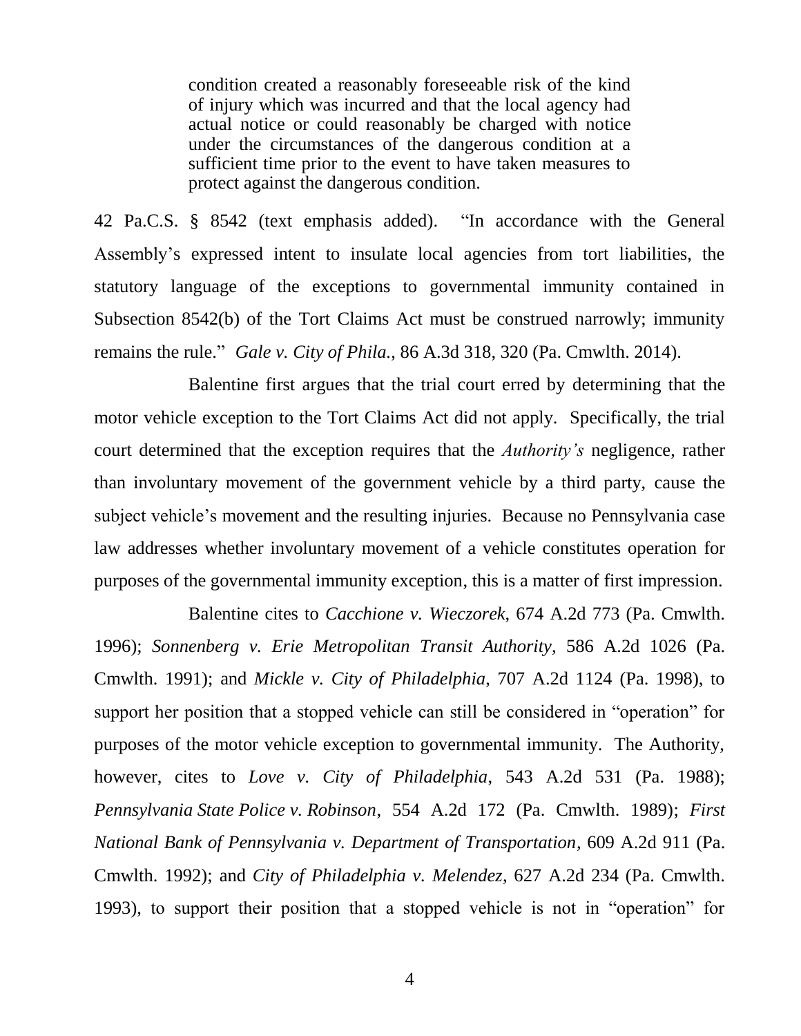> condition created a reasonably foreseeable risk of the kind of injury which was incurred and that the local agency had actual notice or could reasonably be charged with notice under the circumstances of the dangerous condition at a sufficient time prior to the event to have taken measures to protect against the dangerous condition.

42 Pa.C.S. § 8542 (text emphasis added). "In accordance with the General Assembly's expressed intent to insulate local agencies from tort liabilities, the statutory language of the exceptions to governmental immunity contained in Subsection 8542(b) of the Tort Claims Act must be construed narrowly; immunity remains the rule." *Gale v. City of Phila.*, 86 A.3d 318, 320 (Pa. Cmwlth. 2014).

Balentine first argues that the trial court erred by determining that the motor vehicle exception to the Tort Claims Act did not apply. Specifically, the trial court determined that the exception requires that the *Authority's* negligence, rather than involuntary movement of the government vehicle by a third party, cause the subject vehicle's movement and the resulting injuries. Because no Pennsylvania case law addresses whether involuntary movement of a vehicle constitutes operation for purposes of the governmental immunity exception, this is a matter of first impression.

Balentine cites to *Cacchione v. Wieczorek*, 674 A.2d 773 (Pa. Cmwlth. 1996); *Sonnenberg v. Erie Metropolitan Transit Authority*, 586 A.2d 1026 (Pa. Cmwlth. 1991); and *Mickle v. City of Philadelphia*, 707 A.2d 1124 (Pa. 1998), to support her position that a stopped vehicle can still be considered in "operation" for purposes of the motor vehicle exception to governmental immunity. The Authority, however, cites to *Love v. City of Philadelphia*, 543 A.2d 531 (Pa. 1988); *Pennsylvania State Police v. Robinson*, 554 A.2d 172 (Pa. Cmwlth. 1989); *First National Bank of Pennsylvania v. Department of Transportation*, 609 A.2d 911 (Pa. Cmwlth. 1992); and *City of Philadelphia v. Melendez*, 627 A.2d 234 (Pa. Cmwlth. 1993), to support their position that a stopped vehicle is not in "operation" for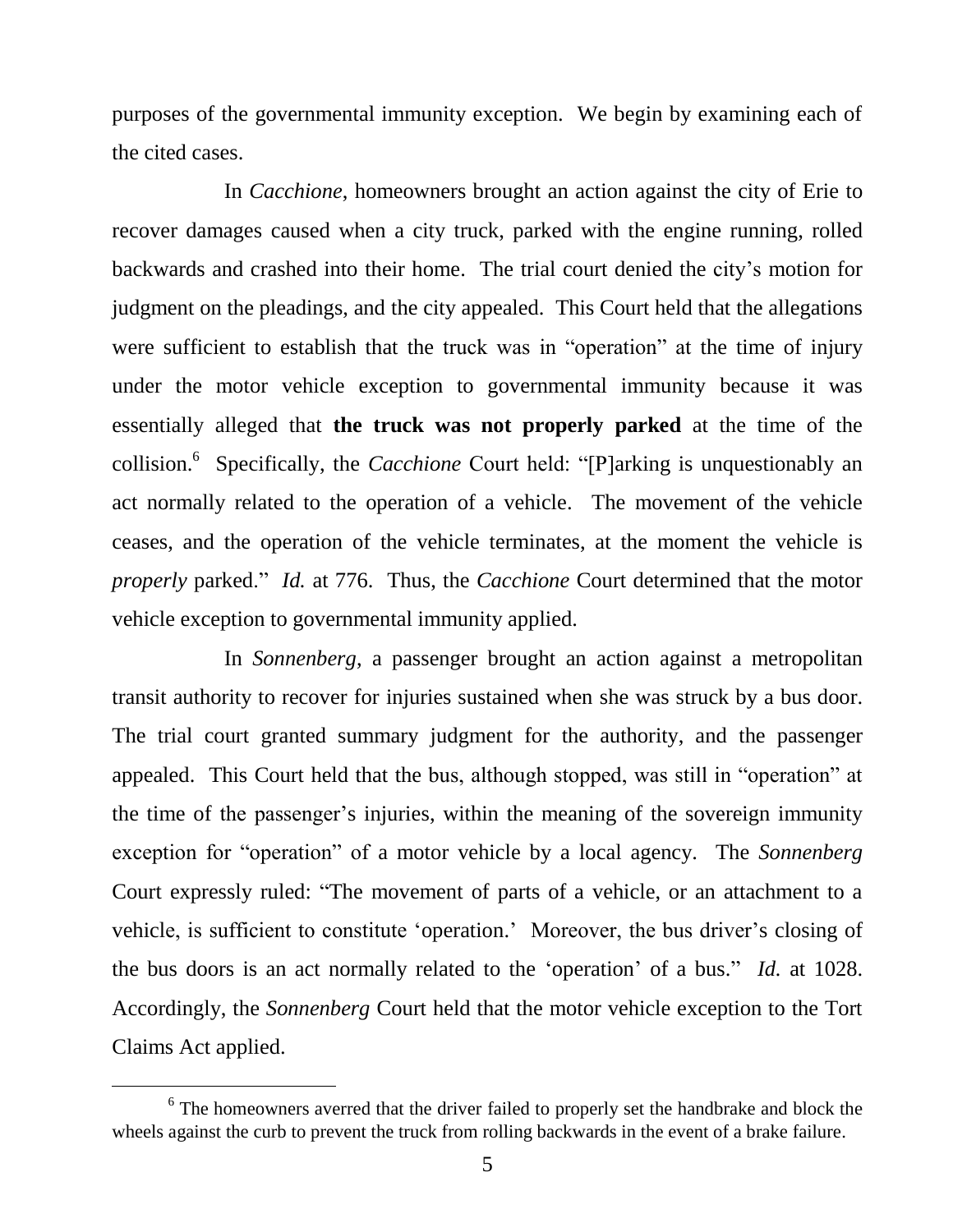purposes of the governmental immunity exception. We begin by examining each of the cited cases.

In *Cacchione*, homeowners brought an action against the city of Erie to recover damages caused when a city truck, parked with the engine running, rolled backwards and crashed into their home. The trial court denied the city's motion for judgment on the pleadings, and the city appealed. This Court held that the allegations were sufficient to establish that the truck was in "operation" at the time of injury under the motor vehicle exception to governmental immunity because it was essentially alleged that **the truck was not properly parked** at the time of the collision.[6] Specifically, the *Cacchione* Court held: "[P]arking is unquestionably an act normally related to the operation of a vehicle. The movement of the vehicle ceases, and the operation of the vehicle terminates, at the moment the vehicle is *properly* parked." *Id.* at 776. Thus, the *Cacchione* Court determined that the motor vehicle exception to governmental immunity applied.

In *Sonnenberg*, a passenger brought an action against a metropolitan transit authority to recover for injuries sustained when she was struck by a bus door. The trial court granted summary judgment for the authority, and the passenger appealed. This Court held that the bus, although stopped, was still in "operation" at the time of the passenger's injuries, within the meaning of the sovereign immunity exception for "operation" of a motor vehicle by a local agency. The *Sonnenberg* Court expressly ruled: "The movement of parts of a vehicle, or an attachment to a vehicle, is sufficient to constitute 'operation.' Moreover, the bus driver's closing of the bus doors is an act normally related to the 'operation' of a bus." *Id.* at 1028. Accordingly, the *Sonnenberg* Court held that the motor vehicle exception to the Tort Claims Act applied.

---

[6] The homeowners averred that the driver failed to properly set the handbrake and block the wheels against the curb to prevent the truck from rolling backwards in the event of a brake failure.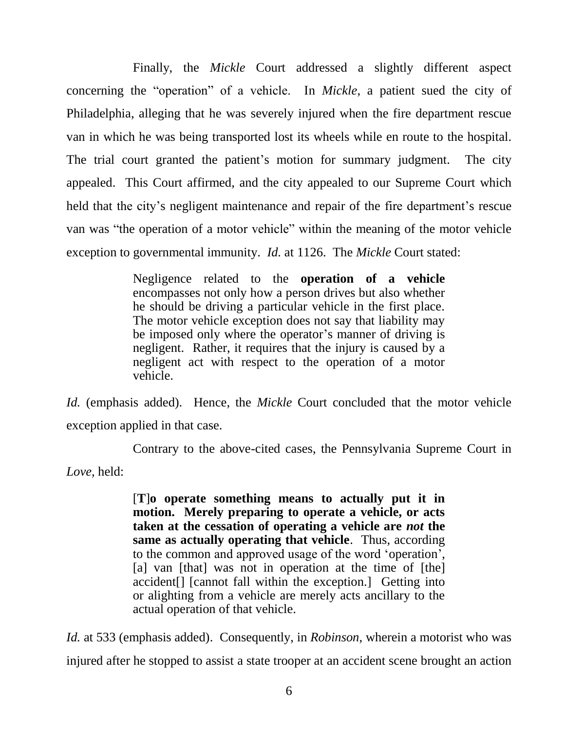Finally, the *Mickle* Court addressed a slightly different aspect concerning the "operation" of a vehicle. In *Mickle*, a patient sued the city of Philadelphia, alleging that he was severely injured when the fire department rescue van in which he was being transported lost its wheels while en route to the hospital. The trial court granted the patient's motion for summary judgment. The city appealed. This Court affirmed, and the city appealed to our Supreme Court which held that the city's negligent maintenance and repair of the fire department's rescue van was "the operation of a motor vehicle" within the meaning of the motor vehicle exception to governmental immunity. *Id.* at 1126. The *Mickle* Court stated:

> Negligence related to the **operation of a vehicle** encompasses not only how a person drives but also whether he should be driving a particular vehicle in the first place. The motor vehicle exception does not say that liability may be imposed only where the operator's manner of driving is negligent. Rather, it requires that the injury is caused by a negligent act with respect to the operation of a motor vehicle.

*Id.* (emphasis added). Hence, the *Mickle* Court concluded that the motor vehicle exception applied in that case.

Contrary to the above-cited cases, the Pennsylvania Supreme Court in *Love*, held:

> [**T**]**o operate something means to actually put it in motion. Merely preparing to operate a vehicle, or acts taken at the cessation of operating a vehicle are *not* the same as actually operating that vehicle**. Thus, according to the common and approved usage of the word 'operation', [a] van [that] was not in operation at the time of [the] accident[] [cannot fall within the exception.] Getting into or alighting from a vehicle are merely acts ancillary to the actual operation of that vehicle.

*Id.* at 533 (emphasis added). Consequently, in *Robinson*, wherein a motorist who was injured after he stopped to assist a state trooper at an accident scene brought an action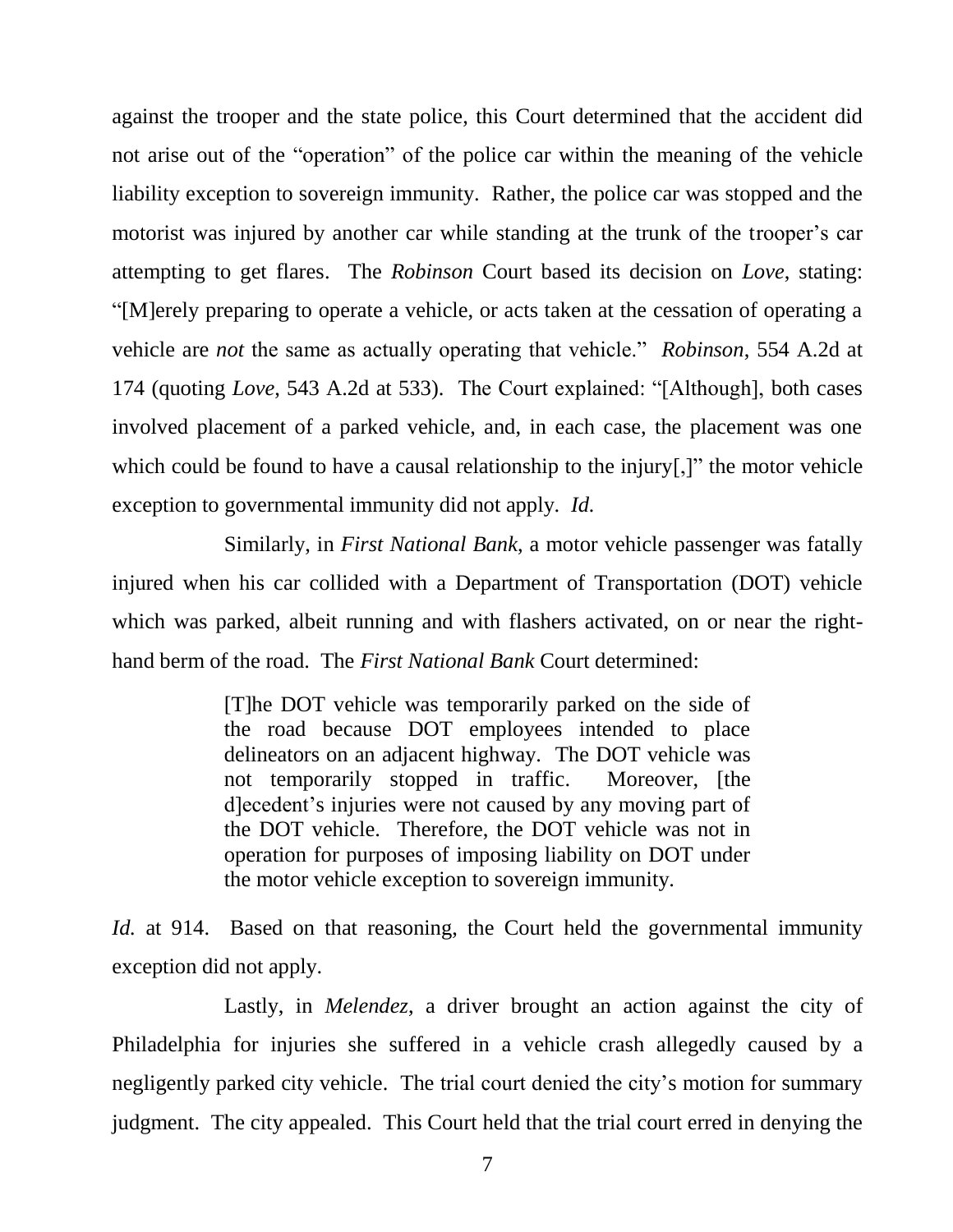against the trooper and the state police, this Court determined that the accident did not arise out of the "operation" of the police car within the meaning of the vehicle liability exception to sovereign immunity. Rather, the police car was stopped and the motorist was injured by another car while standing at the trunk of the trooper's car attempting to get flares. The *Robinson* Court based its decision on *Love*, stating: "[M]erely preparing to operate a vehicle, or acts taken at the cessation of operating a vehicle are *not* the same as actually operating that vehicle." *Robinson*, 554 A.2d at 174 (quoting *Love*, 543 A.2d at 533). The Court explained: "[Although], both cases involved placement of a parked vehicle, and, in each case, the placement was one which could be found to have a causal relationship to the injury[,]" the motor vehicle exception to governmental immunity did not apply. *Id.*

Similarly, in *First National Bank*, a motor vehicle passenger was fatally injured when his car collided with a Department of Transportation (DOT) vehicle which was parked, albeit running and with flashers activated, on or near the right-hand berm of the road. The *First National Bank* Court determined:

> [T]he DOT vehicle was temporarily parked on the side of the road because DOT employees intended to place delineators on an adjacent highway. The DOT vehicle was not temporarily stopped in traffic. Moreover, [the d]ecedent's injuries were not caused by any moving part of the DOT vehicle. Therefore, the DOT vehicle was not in operation for purposes of imposing liability on DOT under the motor vehicle exception to sovereign immunity.

*Id.* at 914. Based on that reasoning, the Court held the governmental immunity exception did not apply.

Lastly, in *Melendez*, a driver brought an action against the city of Philadelphia for injuries she suffered in a vehicle crash allegedly caused by a negligently parked city vehicle. The trial court denied the city's motion for summary judgment. The city appealed. This Court held that the trial court erred in denying the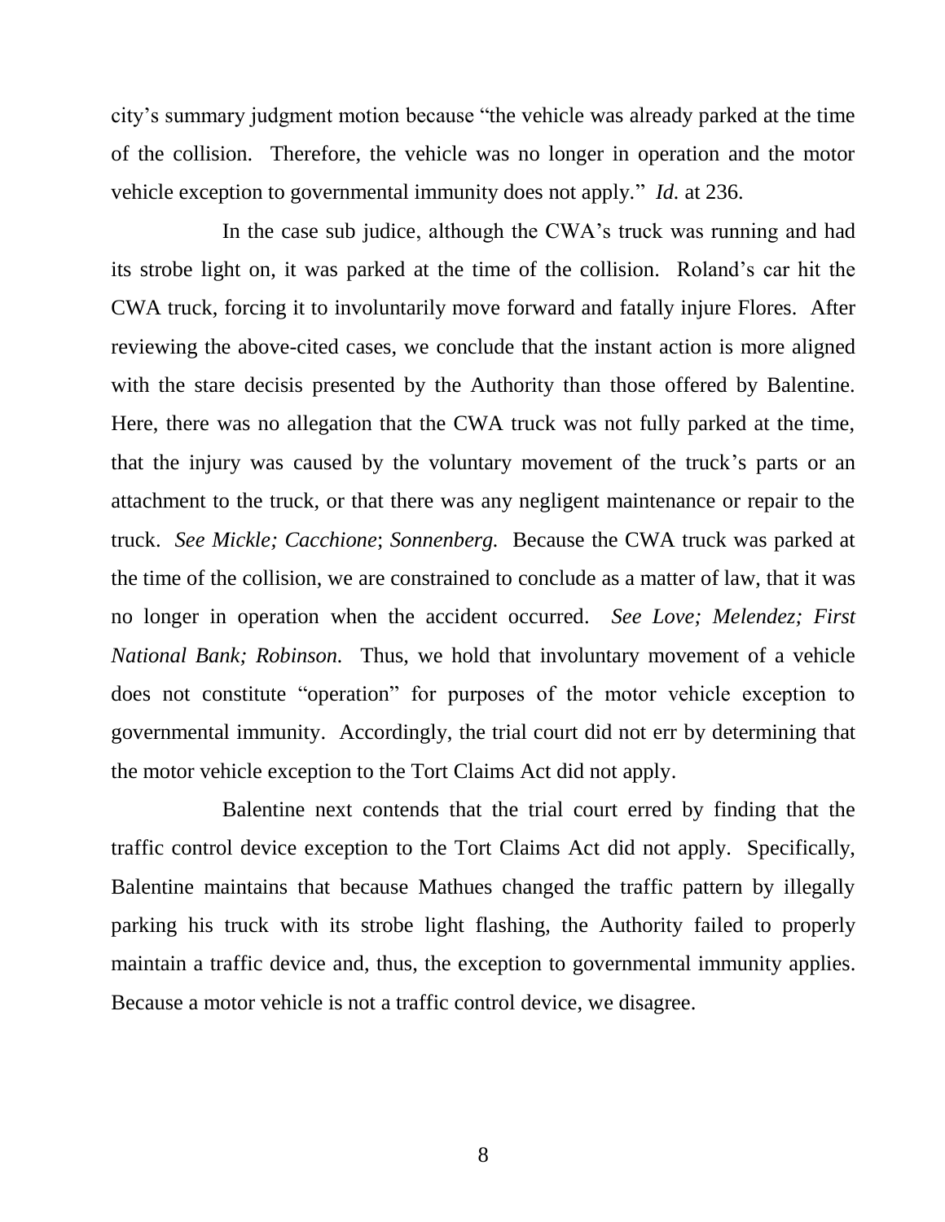city's summary judgment motion because "the vehicle was already parked at the time of the collision. Therefore, the vehicle was no longer in operation and the motor vehicle exception to governmental immunity does not apply." *Id.* at 236.

In the case sub judice, although the CWA's truck was running and had its strobe light on, it was parked at the time of the collision. Roland's car hit the CWA truck, forcing it to involuntarily move forward and fatally injure Flores. After reviewing the above-cited cases, we conclude that the instant action is more aligned with the stare decisis presented by the Authority than those offered by Balentine. Here, there was no allegation that the CWA truck was not fully parked at the time, that the injury was caused by the voluntary movement of the truck's parts or an attachment to the truck, or that there was any negligent maintenance or repair to the truck. *See Mickle; Cacchione*; *Sonnenberg.* Because the CWA truck was parked at the time of the collision, we are constrained to conclude as a matter of law, that it was no longer in operation when the accident occurred. *See Love; Melendez; First National Bank; Robinson.* Thus, we hold that involuntary movement of a vehicle does not constitute "operation" for purposes of the motor vehicle exception to governmental immunity. Accordingly, the trial court did not err by determining that the motor vehicle exception to the Tort Claims Act did not apply.

Balentine next contends that the trial court erred by finding that the traffic control device exception to the Tort Claims Act did not apply. Specifically, Balentine maintains that because Mathues changed the traffic pattern by illegally parking his truck with its strobe light flashing, the Authority failed to properly maintain a traffic device and, thus, the exception to governmental immunity applies. Because a motor vehicle is not a traffic control device, we disagree.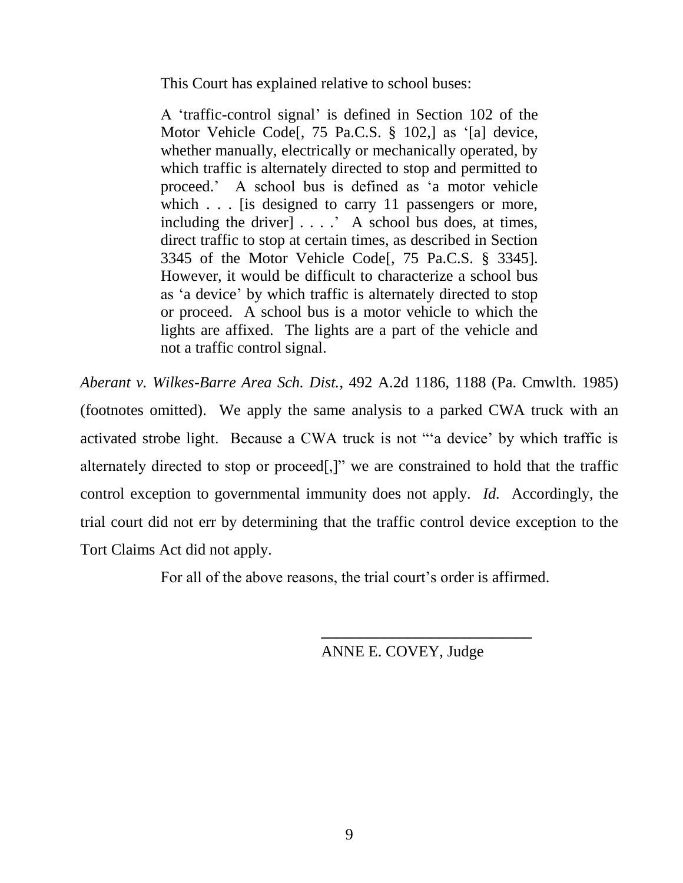This Court has explained relative to school buses:

> A 'traffic-control signal' is defined in Section 102 of the Motor Vehicle Code[, 75 Pa.C.S. § 102,] as '[a] device, whether manually, electrically or mechanically operated, by which traffic is alternately directed to stop and permitted to proceed.' A school bus is defined as 'a motor vehicle which . . . [is designed to carry 11 passengers or more, including the driver] . . . .' A school bus does, at times, direct traffic to stop at certain times, as described in Section 3345 of the Motor Vehicle Code[, 75 Pa.C.S. § 3345]. However, it would be difficult to characterize a school bus as 'a device' by which traffic is alternately directed to stop or proceed. A school bus is a motor vehicle to which the lights are affixed. The lights are a part of the vehicle and not a traffic control signal.

*Aberant v. Wilkes-Barre Area Sch. Dist.*, 492 A.2d 1186, 1188 (Pa. Cmwlth. 1985) (footnotes omitted). We apply the same analysis to a parked CWA truck with an activated strobe light. Because a CWA truck is not "'a device' by which traffic is alternately directed to stop or proceed[,]" we are constrained to hold that the traffic control exception to governmental immunity does not apply. *Id.* Accordingly, the trial court did not err by determining that the traffic control device exception to the Tort Claims Act did not apply.

For all of the above reasons, the trial court's order is affirmed.

___________________________

ANNE E. COVEY, Judge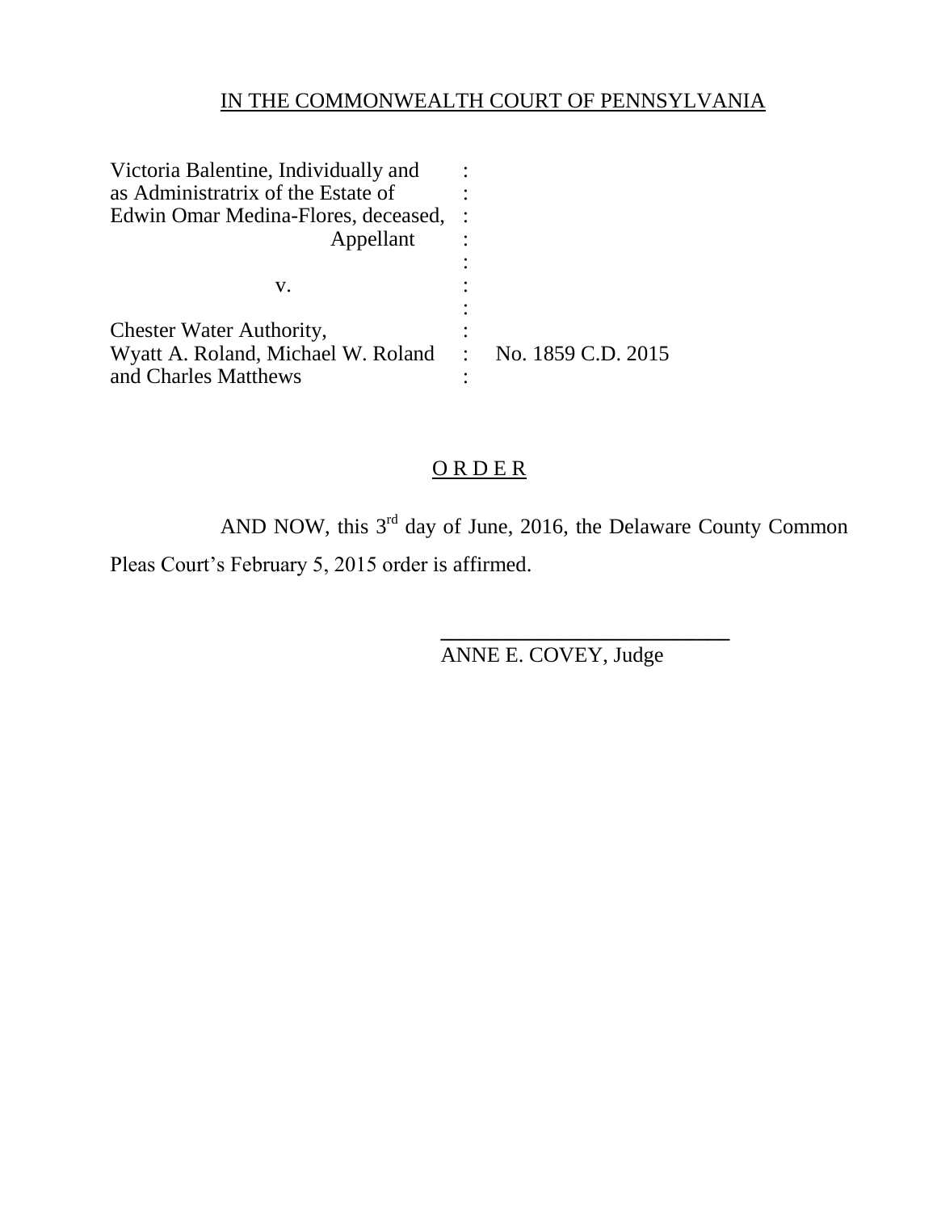IN THE COMMONWEALTH COURT OF PENNSYLVANIA

Victoria Balentine, Individually and as Administratrix of the Estate of Edwin Omar Medina-Flores, deceased,
Appellant

v.

Chester Water Authority, Wyatt A. Roland, Michael W. Roland and Charles Matthews

No. 1859 C.D. 2015

## O R D E R

AND NOW, this 3rd day of June, 2016, the Delaware County Common Pleas Court's February 5, 2015 order is affirmed.

___________________________

ANNE E. COVEY, Judge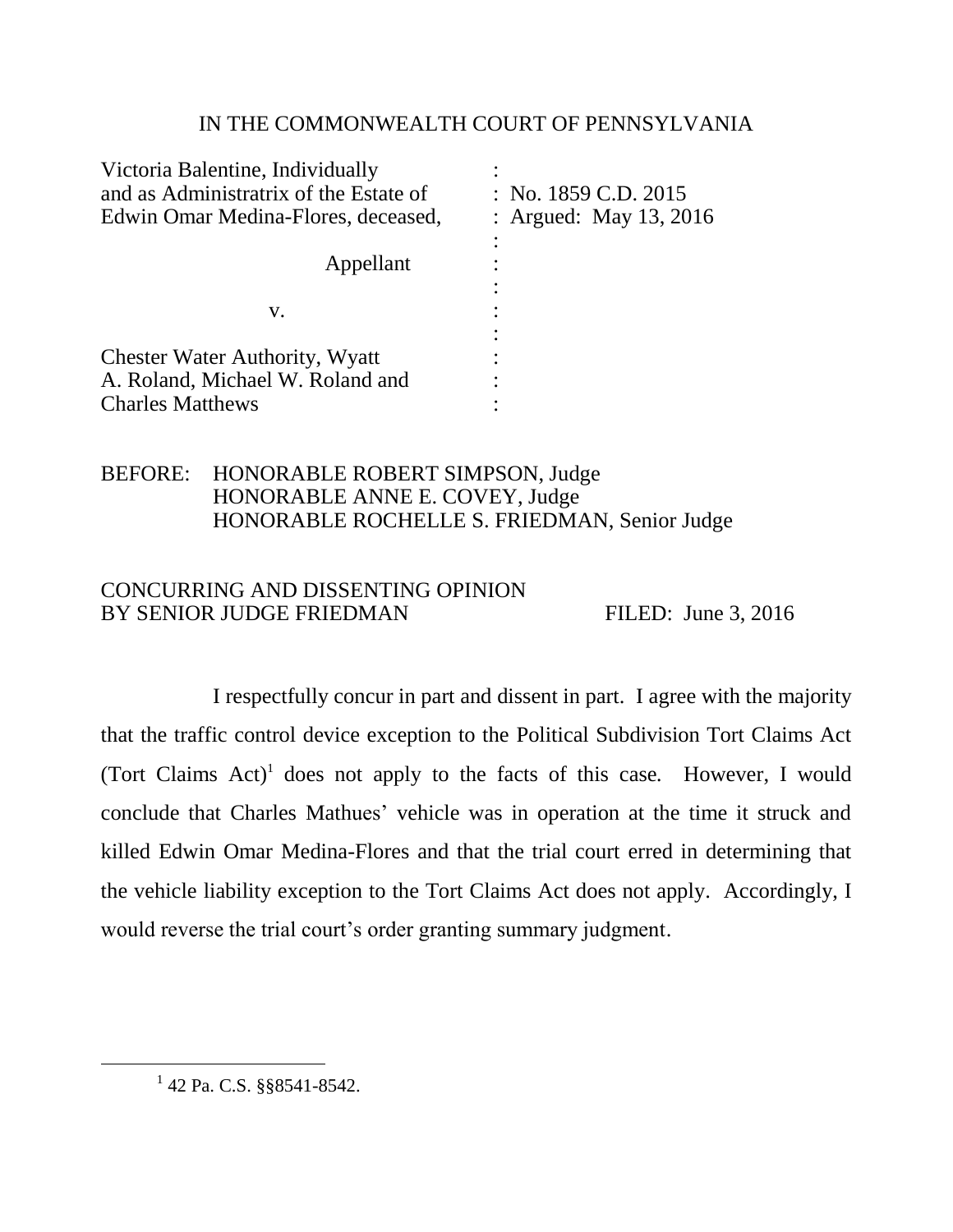IN THE COMMONWEALTH COURT OF PENNSYLVANIA

| | |
|---|---|
| Victoria Balentine, Individually and as Administratrix of the Estate of Edwin Omar Medina-Flores, deceased, | : No. 1859 C.D. 2015 |
| | : Argued: May 13, 2016 |
| Appellant | : |
| v. | : |
| Chester Water Authority, Wyatt A. Roland, Michael W. Roland and Charles Matthews | : |

BEFORE: HONORABLE ROBERT SIMPSON, Judge
HONORABLE ANNE E. COVEY, Judge
HONORABLE ROCHELLE S. FRIEDMAN, Senior Judge

CONCURRING AND DISSENTING OPINION
BY SENIOR JUDGE FRIEDMAN FILED: June 3, 2016

I respectfully concur in part and dissent in part. I agree with the majority that the traffic control device exception to the Political Subdivision Tort Claims Act (Tort Claims Act)[1] does not apply to the facts of this case. However, I would conclude that Charles Mathues' vehicle was in operation at the time it struck and killed Edwin Omar Medina-Flores and that the trial court erred in determining that the vehicle liability exception to the Tort Claims Act does not apply. Accordingly, I would reverse the trial court's order granting summary judgment.

[1] 42 Pa. C.S. §§8541-8542.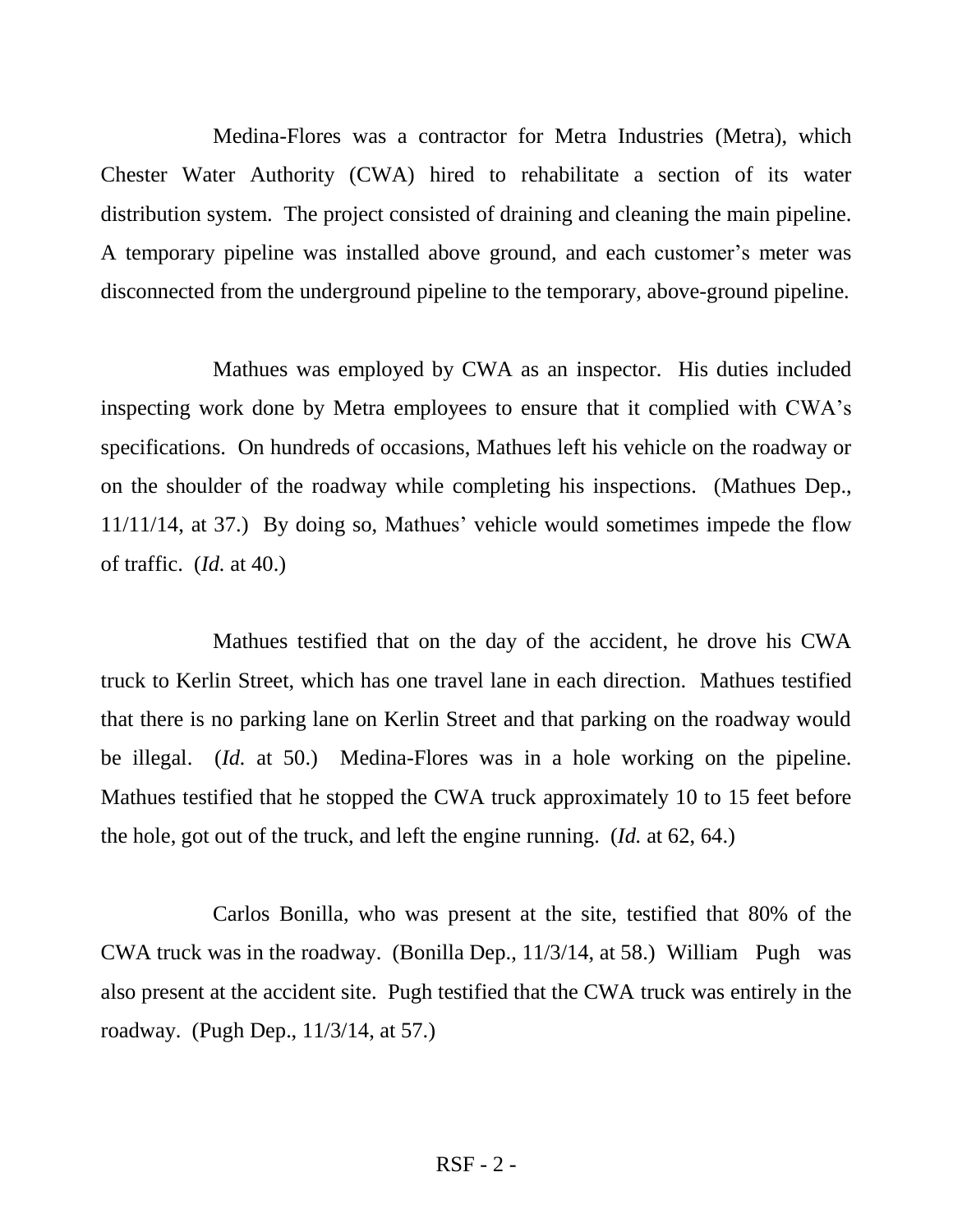Medina-Flores was a contractor for Metra Industries (Metra), which Chester Water Authority (CWA) hired to rehabilitate a section of its water distribution system. The project consisted of draining and cleaning the main pipeline. A temporary pipeline was installed above ground, and each customer's meter was disconnected from the underground pipeline to the temporary, above-ground pipeline.

Mathues was employed by CWA as an inspector. His duties included inspecting work done by Metra employees to ensure that it complied with CWA's specifications. On hundreds of occasions, Mathues left his vehicle on the roadway or on the shoulder of the roadway while completing his inspections. (Mathues Dep., 11/11/14, at 37.) By doing so, Mathues' vehicle would sometimes impede the flow of traffic. (*Id.* at 40.)

Mathues testified that on the day of the accident, he drove his CWA truck to Kerlin Street, which has one travel lane in each direction. Mathues testified that there is no parking lane on Kerlin Street and that parking on the roadway would be illegal. (*Id.* at 50.) Medina-Flores was in a hole working on the pipeline. Mathues testified that he stopped the CWA truck approximately 10 to 15 feet before the hole, got out of the truck, and left the engine running. (*Id.* at 62, 64.)

Carlos Bonilla, who was present at the site, testified that 80% of the CWA truck was in the roadway. (Bonilla Dep., 11/3/14, at 58.) William Pugh was also present at the accident site. Pugh testified that the CWA truck was entirely in the roadway. (Pugh Dep., 11/3/14, at 57.)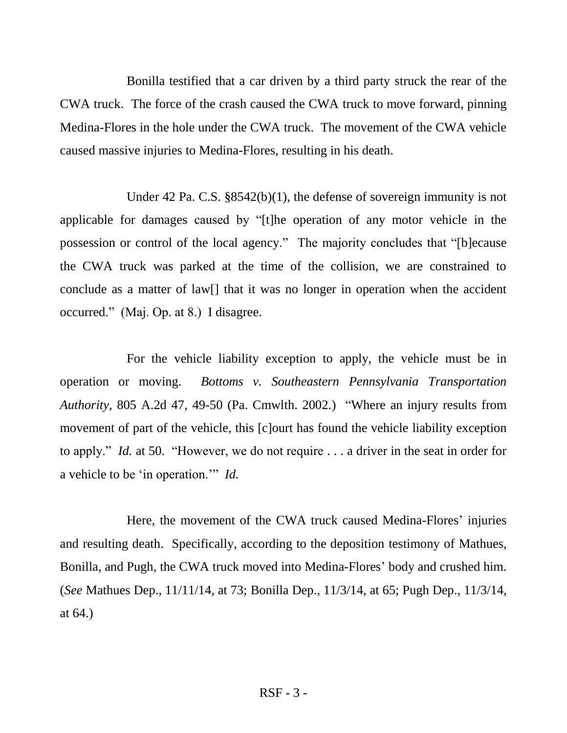Bonilla testified that a car driven by a third party struck the rear of the CWA truck. The force of the crash caused the CWA truck to move forward, pinning Medina-Flores in the hole under the CWA truck. The movement of the CWA vehicle caused massive injuries to Medina-Flores, resulting in his death.

Under 42 Pa. C.S. §8542(b)(1), the defense of sovereign immunity is not applicable for damages caused by "[t]he operation of any motor vehicle in the possession or control of the local agency." The majority concludes that "[b]ecause the CWA truck was parked at the time of the collision, we are constrained to conclude as a matter of law[] that it was no longer in operation when the accident occurred." (Maj. Op. at 8.) I disagree.

For the vehicle liability exception to apply, the vehicle must be in operation or moving. *Bottoms v. Southeastern Pennsylvania Transportation Authority*, 805 A.2d 47, 49-50 (Pa. Cmwlth. 2002.) "Where an injury results from movement of part of the vehicle, this [c]ourt has found the vehicle liability exception to apply." *Id.* at 50. "However, we do not require . . . a driver in the seat in order for a vehicle to be 'in operation.'" *Id.*

Here, the movement of the CWA truck caused Medina-Flores' injuries and resulting death. Specifically, according to the deposition testimony of Mathues, Bonilla, and Pugh, the CWA truck moved into Medina-Flores' body and crushed him. (*See* Mathues Dep., 11/11/14, at 73; Bonilla Dep., 11/3/14, at 65; Pugh Dep., 11/3/14, at 64.)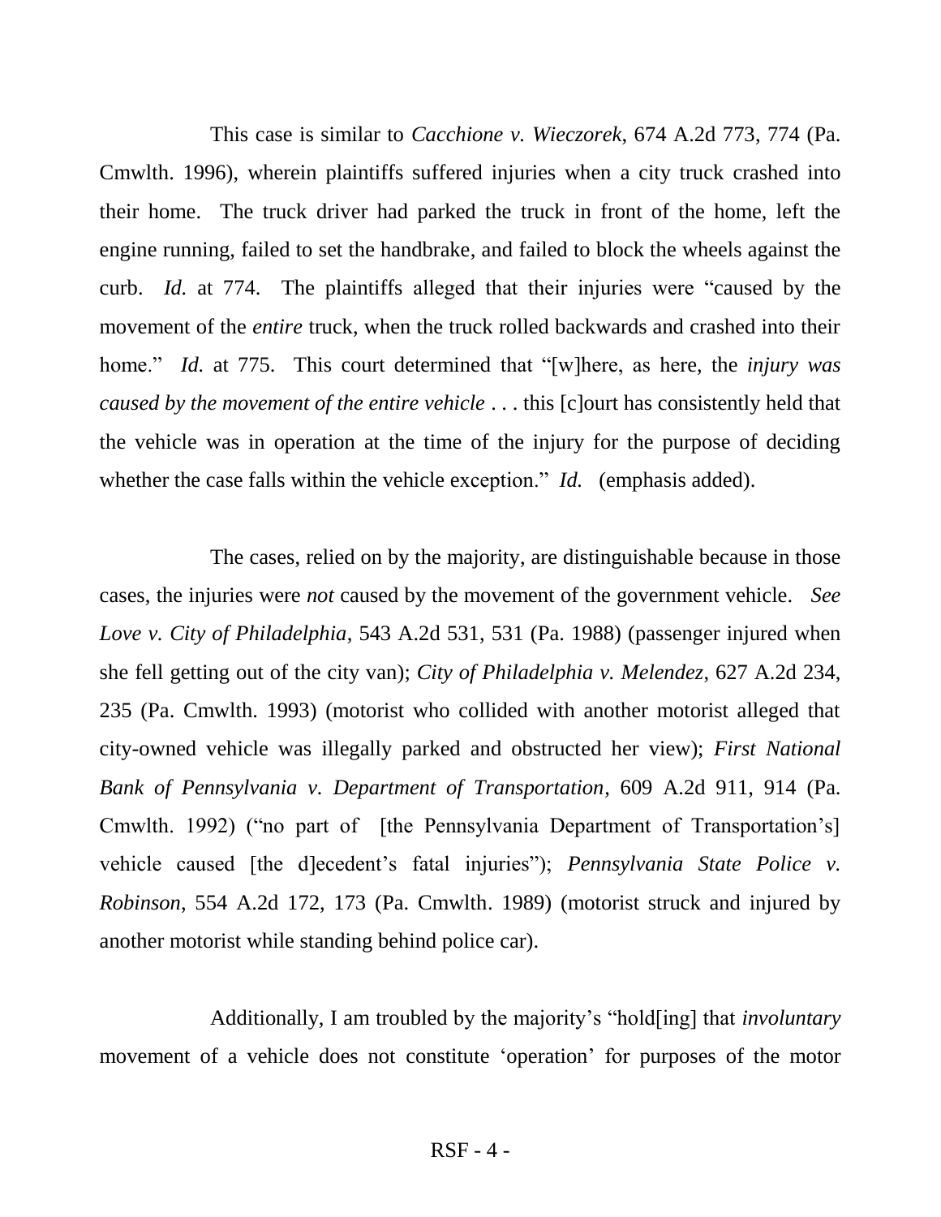This case is similar to *Cacchione v. Wieczorek*, 674 A.2d 773, 774 (Pa. Cmwlth. 1996), wherein plaintiffs suffered injuries when a city truck crashed into their home. The truck driver had parked the truck in front of the home, left the engine running, failed to set the handbrake, and failed to block the wheels against the curb. *Id.* at 774. The plaintiffs alleged that their injuries were "caused by the movement of the *entire* truck, when the truck rolled backwards and crashed into their home." *Id.* at 775. This court determined that "[w]here, as here, the *injury was caused by the movement of the entire vehicle* . . . this [c]ourt has consistently held that the vehicle was in operation at the time of the injury for the purpose of deciding whether the case falls within the vehicle exception." *Id.* (emphasis added).

The cases, relied on by the majority, are distinguishable because in those cases, the injuries were *not* caused by the movement of the government vehicle. *See Love v. City of Philadelphia*, 543 A.2d 531, 531 (Pa. 1988) (passenger injured when she fell getting out of the city van); *City of Philadelphia v. Melendez*, 627 A.2d 234, 235 (Pa. Cmwlth. 1993) (motorist who collided with another motorist alleged that city-owned vehicle was illegally parked and obstructed her view); *First National Bank of Pennsylvania v. Department of Transportation*, 609 A.2d 911, 914 (Pa. Cmwlth. 1992) ("no part of [the Pennsylvania Department of Transportation's] vehicle caused [the d]ecedent's fatal injuries"); *Pennsylvania State Police v. Robinson*, 554 A.2d 172, 173 (Pa. Cmwlth. 1989) (motorist struck and injured by another motorist while standing behind police car).

Additionally, I am troubled by the majority's "hold[ing] that *involuntary* movement of a vehicle does not constitute 'operation' for purposes of the motor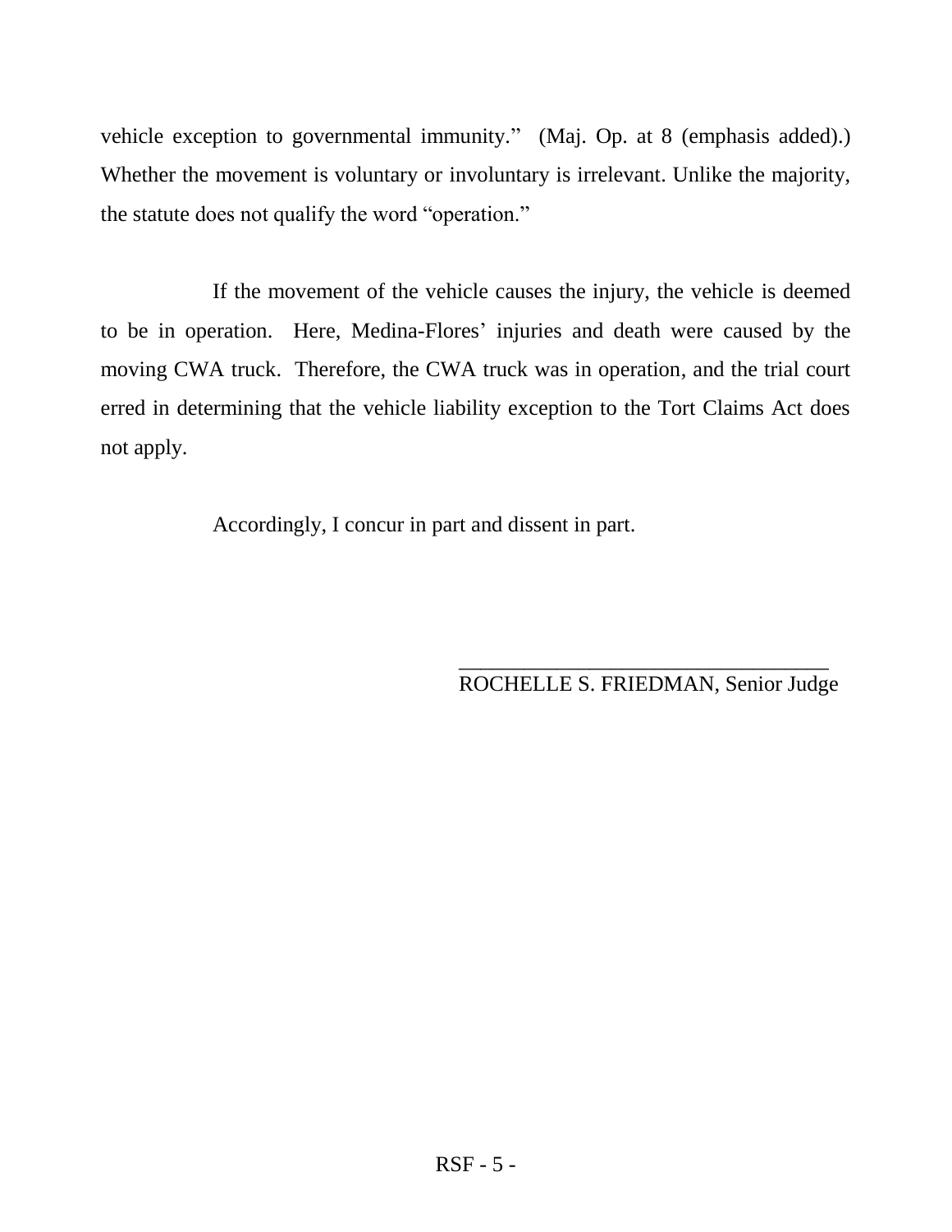vehicle exception to governmental immunity." (Maj. Op. at 8 (emphasis added).) Whether the movement is voluntary or involuntary is irrelevant. Unlike the majority, the statute does not qualify the word "operation."

If the movement of the vehicle causes the injury, the vehicle is deemed to be in operation. Here, Medina-Flores' injuries and death were caused by the moving CWA truck. Therefore, the CWA truck was in operation, and the trial court erred in determining that the vehicle liability exception to the Tort Claims Act does not apply.

Accordingly, I concur in part and dissent in part.

___________________________________
ROCHELLE S. FRIEDMAN, Senior Judge